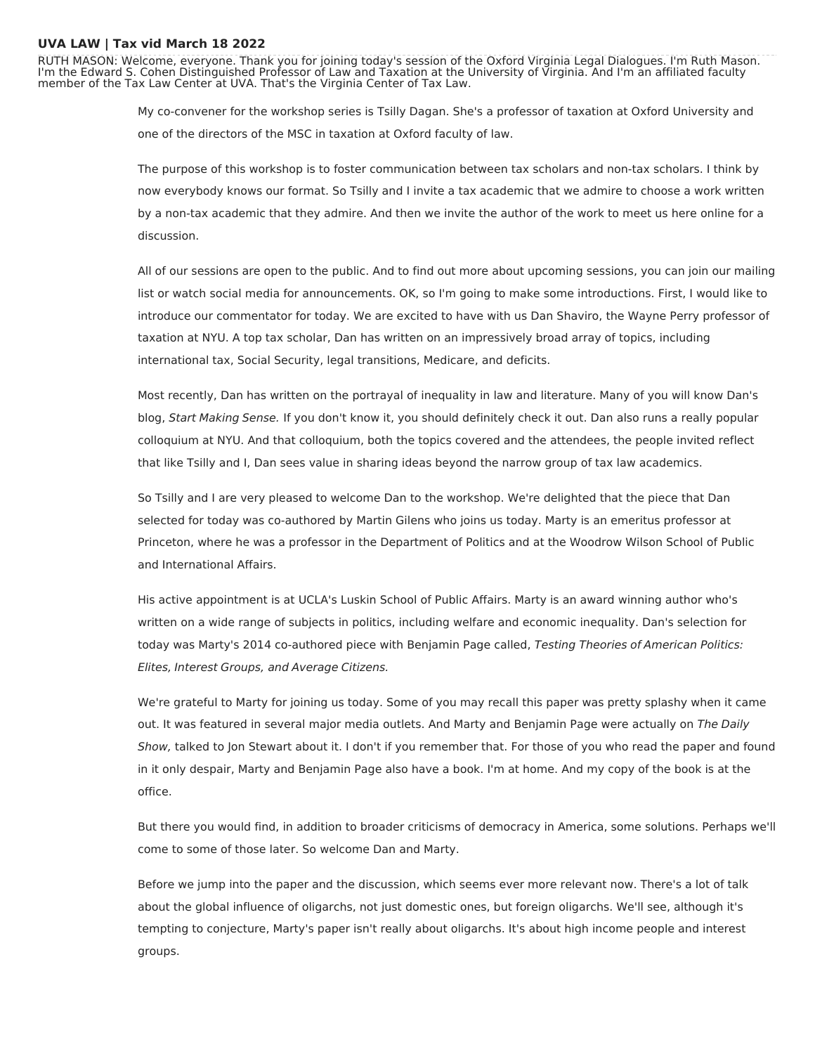# UVA LAW | Tax vid March 18 2022

RUTH MASON: Welcome, everyone. Thank you for joining today's session of the Oxford Virginia Legal Dialogues. I'm Ruth Mason. I'm the Edward S. Cohen Distinguished Professor of Law and Taxation at the University of Virginia. And I'm an affiliated faculty member of the Tax Law Center at UVA. That's the Virginia Center of Tax Law.

My co-convener for the workshop series is Tsilly Dagan. She's a professor of taxation at Oxford University and one of the directors of the MSC in taxation at Oxford faculty of law.

The purpose of this workshop is to foster communication between tax scholars and non-tax scholars. I think by now everybody knows our format. So Tsilly and I invite a tax academic that we admire to choose a work written by a non-tax academic that they admire. And then we invite the author of the work to meet us here online for a discussion.

All of our sessions are open to the public. And to find out more about upcoming sessions, you can join our mailing list or watch social media for announcements. OK, so I'm going to make some introductions. First, I would like to introduce our commentator for today. We are excited to have with us Dan Shaviro, the Wayne Perry professor of taxation at NYU. A top tax scholar, Dan has written on an impressively broad array of topics, including international tax, Social Security, legal transitions, Medicare, and deficits.

Most recently, Dan has written on the portrayal of inequality in law and literature. Many of you will know Dan's blog, *Start Making Sense.* If you don't know it, you should definitely check it out. Dan also runs a really popular colloquium at NYU. And that colloquium, both the topics covered and the attendees, the people invited reflect that like Tsilly and I, Dan sees value in sharing ideas beyond the narrow group of tax law academics.

So Tsilly and I are very pleased to welcome Dan to the workshop. We're delighted that the piece that Dan selected for today was co-authored by Martin Gilens who joins us today. Marty is an emeritus professor at Princeton, where he was a professor in the Department of Politics and at the Woodrow Wilson School of Public and International Affairs.

His active appointment is at UCLA's Luskin School of Public Affairs. Marty is an award winning author who's written on a wide range of subjects in politics, including welfare and economic inequality. Dan's selection for today was Marty's 2014 co-authored piece with Benjamin Page called, *Testing Theories of American Politics: Elites, Interest Groups, and Average Citizens.*

We're grateful to Marty for joining us today. Some of you may recall this paper was pretty splashy when it came out. It was featured in several major media outlets. And Marty and Benjamin Page were actually on *The Daily Show,* talked to Jon Stewart about it. I don't if you remember that. For those of you who read the paper and found in it only despair, Marty and Benjamin Page also have a book. I'm at home. And my copy of the book is at the office.

But there you would find, in addition to broader criticisms of democracy in America, some solutions. Perhaps we'll come to some of those later. So welcome Dan and Marty.

Before we jump into the paper and the discussion, which seems ever more relevant now. There's a lot of talk about the global influence of oligarchs, not just domestic ones, but foreign oligarchs. We'll see, although it's tempting to conjecture, Marty's paper isn't really about oligarchs. It's about high income people and interest groups.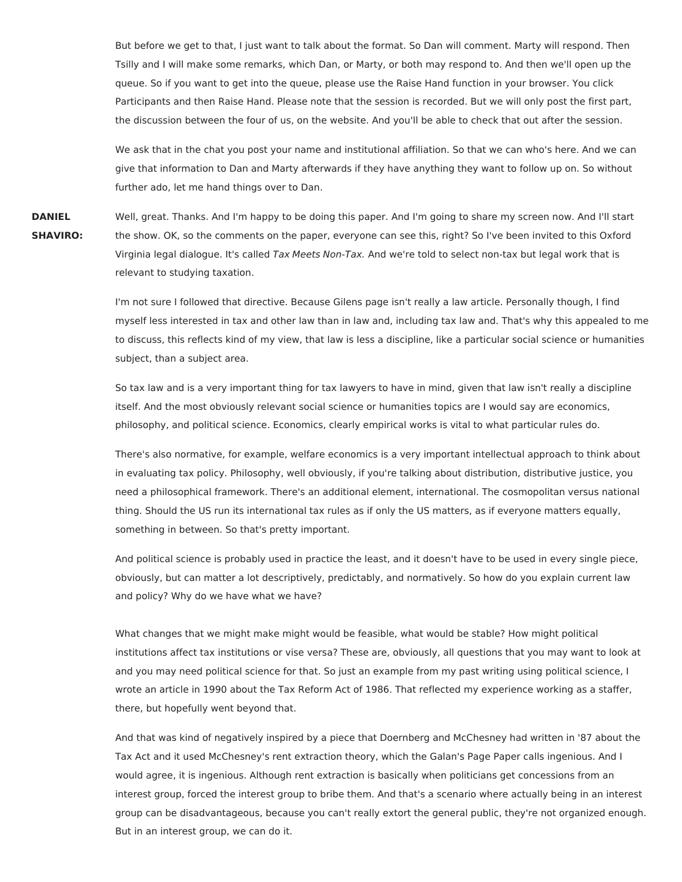But before we get to that, I just want to talk about the format. So Dan will comment. Marty will respond. Then Tsilly and I will make some remarks, which Dan, or Marty, or both may respond to. And then we'll open up the queue. So if you want to get into the queue, please use the Raise Hand function in your browser. You click Participants and then Raise Hand. Please note that the session is recorded. But we will only post the first part, the discussion between the four of us, on the website. And you'll be able to check that out after the session.

We ask that in the chat you post your name and institutional affiliation. So that we can who's here. And we can give that information to Dan and Marty afterwards if they have anything they want to follow up on. So without further ado, let me hand things over to Dan.

**DANIEL SHAVIRO:** Well, great. Thanks. And I'm happy to be doing this paper. And I'm going to share my screen now. And I'll start the show. OK, so the comments on the paper, everyone can see this, right? So I've been invited to this Oxford Virginia legal dialogue. It's called *Tax Meets Non-Tax.* And we're told to select non-tax but legal work that is relevant to studying taxation.

I'm not sure I followed that directive. Because Gilens page isn't really a law article. Personally though, I find myself less interested in tax and other law than in law and, including tax law and. That's why this appealed to me to discuss, this reflects kind of my view, that law is less a discipline, like a particular social science or humanities subject, than a subject area.

So tax law and is a very important thing for tax lawyers to have in mind, given that law isn't really a discipline itself. And the most obviously relevant social science or humanities topics are I would say are economics, philosophy, and political science. Economics, clearly empirical works is vital to what particular rules do.

There's also normative, for example, welfare economics is a very important intellectual approach to think about in evaluating tax policy. Philosophy, well obviously, if you're talking about distribution, distributive justice, you need a philosophical framework. There's an additional element, international. The cosmopolitan versus national thing. Should the US run its international tax rules as if only the US matters, as if everyone matters equally, something in between. So that's pretty important.

And political science is probably used in practice the least, and it doesn't have to be used in every single piece, obviously, but can matter a lot descriptively, predictably, and normatively. So how do you explain current law and policy? Why do we have what we have?

What changes that we might make might would be feasible, what would be stable? How might political institutions affect tax institutions or vise versa? These are, obviously, all questions that you may want to look at and you may need political science for that. So just an example from my past writing using political science, I wrote an article in 1990 about the Tax Reform Act of 1986. That reflected my experience working as a staffer, there, but hopefully went beyond that.

And that was kind of negatively inspired by a piece that Doernberg and McChesney had written in '87 about the Tax Act and it used McChesney's rent extraction theory, which the Galan's Page Paper calls ingenious. And I would agree, it is ingenious. Although rent extraction is basically when politicians get concessions from an interest group, forced the interest group to bribe them. And that's a scenario where actually being in an interest group can be disadvantageous, because you can't really extort the general public, they're not organized enough. But in an interest group, we can do it.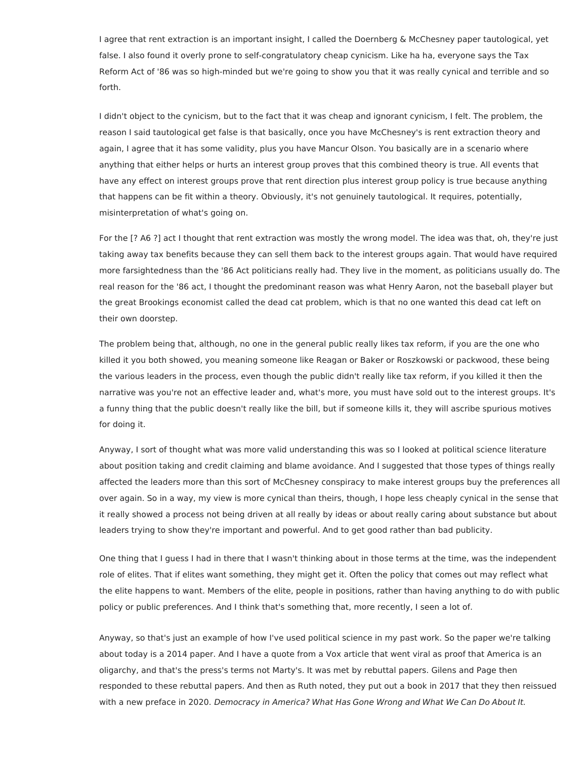I agree that rent extraction is an important insight, I called the Doernberg & McChesney paper tautological, yet false. I also found it overly prone to self-congratulatory cheap cynicism. Like ha ha, everyone says the Tax Reform Act of '86 was so high-minded but we're going to show you that it was really cynical and terrible and so forth.

I didn't object to the cynicism, but to the fact that it was cheap and ignorant cynicism, I felt. The problem, the reason I said tautological get false is that basically, once you have McChesney's is rent extraction theory and again, I agree that it has some validity, plus you have Mancur Olson. You basically are in a scenario where anything that either helps or hurts an interest group proves that this combined theory is true. All events that have any effect on interest groups prove that rent direction plus interest group policy is true because anything that happens can be fit within a theory. Obviously, it's not genuinely tautological. It requires, potentially, misinterpretation of what's going on.

For the [? A6 ?] act I thought that rent extraction was mostly the wrong model. The idea was that, oh, they're just taking away tax benefits because they can sell them back to the interest groups again. That would have required more farsightedness than the '86 Act politicians really had. They live in the moment, as politicians usually do. The real reason for the '86 act, I thought the predominant reason was what Henry Aaron, not the baseball player but the great Brookings economist called the dead cat problem, which is that no one wanted this dead cat left on their own doorstep.

The problem being that, although, no one in the general public really likes tax reform, if you are the one who killed it you both showed, you meaning someone like Reagan or Baker or Roszkowski or packwood, these being the various leaders in the process, even though the public didn't really like tax reform, if you killed it then the narrative was you're not an effective leader and, what's more, you must have sold out to the interest groups. It's a funny thing that the public doesn't really like the bill, but if someone kills it, they will ascribe spurious motives for doing it.

Anyway, I sort of thought what was more valid understanding this was so I looked at political science literature about position taking and credit claiming and blame avoidance. And I suggested that those types of things really affected the leaders more than this sort of McChesney conspiracy to make interest groups buy the preferences all over again. So in a way, my view is more cynical than theirs, though, I hope less cheaply cynical in the sense that it really showed a process not being driven at all really by ideas or about really caring about substance but about leaders trying to show they're important and powerful. And to get good rather than bad publicity.

One thing that I guess I had in there that I wasn't thinking about in those terms at the time, was the independent role of elites. That if elites want something, they might get it. Often the policy that comes out may reflect what the elite happens to want. Members of the elite, people in positions, rather than having anything to do with public policy or public preferences. And I think that's something that, more recently, I seen a lot of.

Anyway, so that's just an example of how I've used political science in my past work. So the paper we're talking about today is a 2014 paper. And I have a quote from a Vox article that went viral as proof that America is an oligarchy, and that's the press's terms not Marty's. It was met by rebuttal papers. Gilens and Page then responded to these rebuttal papers. And then as Ruth noted, they put out a book in 2017 that they then reissued with a new preface in 2020. *Democracy in America? What Has Gone Wrong and What We Can Do About It.*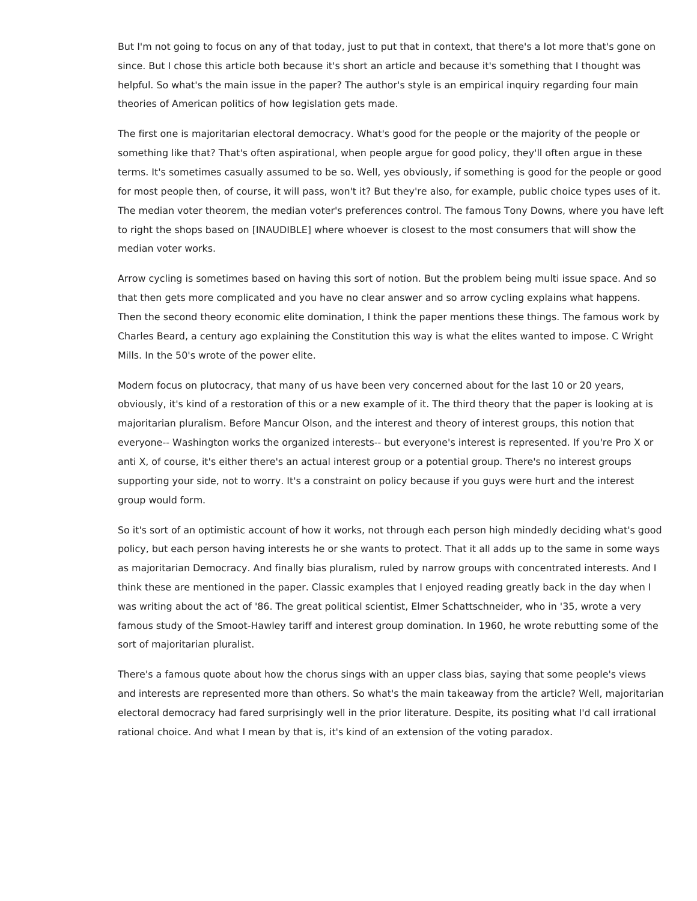But I'm not going to focus on any of that today, just to put that in context, that there's a lot more that's gone on since. But I chose this article both because it's short an article and because it's something that I thought was helpful. So what's the main issue in the paper? The author's style is an empirical inquiry regarding four main theories of American politics of how legislation gets made.

The first one is majoritarian electoral democracy. What's good for the people or the majority of the people or something like that? That's often aspirational, when people argue for good policy, they'll often argue in these terms. It's sometimes casually assumed to be so. Well, yes obviously, if something is good for the people or good for most people then, of course, it will pass, won't it? But they're also, for example, public choice types uses of it. The median voter theorem, the median voter's preferences control. The famous Tony Downs, where you have left to right the shops based on [INAUDIBLE] where whoever is closest to the most consumers that will show the median voter works.

Arrow cycling is sometimes based on having this sort of notion. But the problem being multi issue space. And so that then gets more complicated and you have no clear answer and so arrow cycling explains what happens. Then the second theory economic elite domination, I think the paper mentions these things. The famous work by Charles Beard, a century ago explaining the Constitution this way is what the elites wanted to impose. C Wright Mills. In the 50's wrote of the power elite.

Modern focus on plutocracy, that many of us have been very concerned about for the last 10 or 20 years, obviously, it's kind of a restoration of this or a new example of it. The third theory that the paper is looking at is majoritarian pluralism. Before Mancur Olson, and the interest and theory of interest groups, this notion that everyone-- Washington works the organized interests-- but everyone's interest is represented. If you're Pro X or anti X, of course, it's either there's an actual interest group or a potential group. There's no interest groups supporting your side, not to worry. It's a constraint on policy because if you guys were hurt and the interest group would form.

So it's sort of an optimistic account of how it works, not through each person high mindedly deciding what's good policy, but each person having interests he or she wants to protect. That it all adds up to the same in some ways as majoritarian Democracy. And finally bias pluralism, ruled by narrow groups with concentrated interests. And I think these are mentioned in the paper. Classic examples that I enjoyed reading greatly back in the day when I was writing about the act of '86. The great political scientist, Elmer Schattschneider, who in '35, wrote a very famous study of the Smoot-Hawley tariff and interest group domination. In 1960, he wrote rebutting some of the sort of majoritarian pluralist.

There's a famous quote about how the chorus sings with an upper class bias, saying that some people's views and interests are represented more than others. So what's the main takeaway from the article? Well, majoritarian electoral democracy had fared surprisingly well in the prior literature. Despite, its positing what I'd call irrational rational choice. And what I mean by that is, it's kind of an extension of the voting paradox.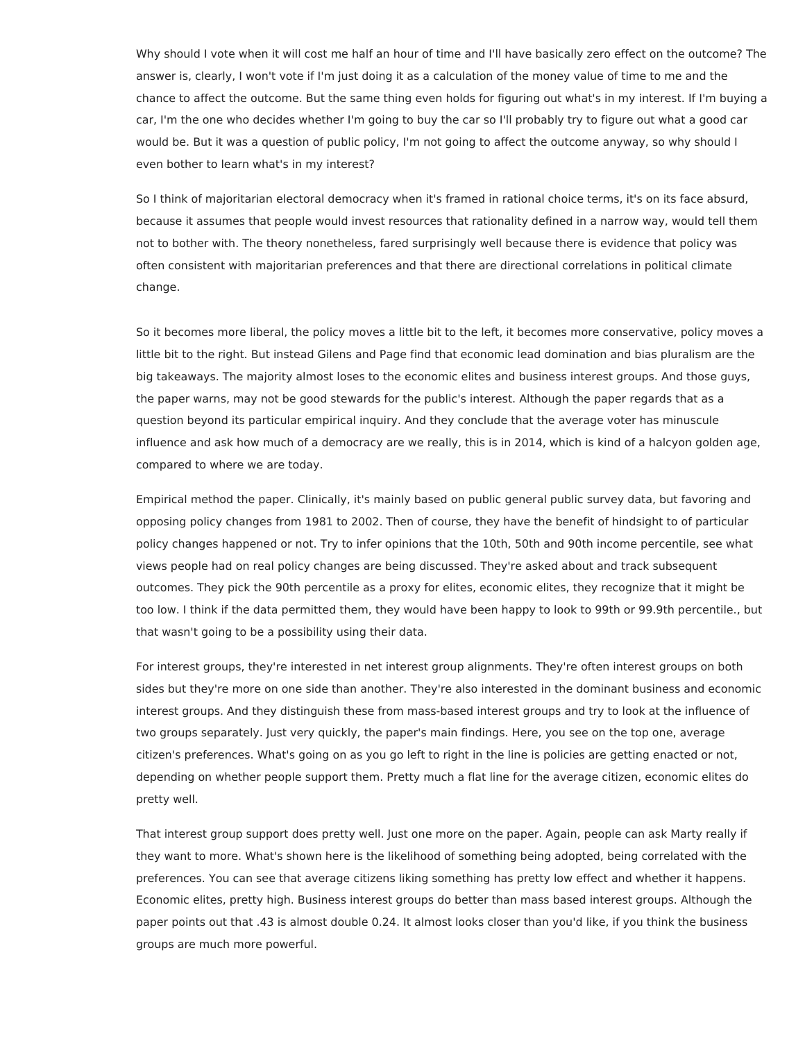Why should I vote when it will cost me half an hour of time and I'll have basically zero effect on the outcome? The answer is, clearly, I won't vote if I'm just doing it as a calculation of the money value of time to me and the chance to affect the outcome. But the same thing even holds for figuring out what's in my interest. If I'm buying a car, I'm the one who decides whether I'm going to buy the car so I'll probably try to figure out what a good car would be. But it was a question of public policy, I'm not going to affect the outcome anyway, so why should I even bother to learn what's in my interest?

So I think of majoritarian electoral democracy when it's framed in rational choice terms, it's on its face absurd, because it assumes that people would invest resources that rationality defined in a narrow way, would tell them not to bother with. The theory nonetheless, fared surprisingly well because there is evidence that policy was often consistent with majoritarian preferences and that there are directional correlations in political climate change.

So it becomes more liberal, the policy moves a little bit to the left, it becomes more conservative, policy moves a little bit to the right. But instead Gilens and Page find that economic lead domination and bias pluralism are the big takeaways. The majority almost loses to the economic elites and business interest groups. And those guys, the paper warns, may not be good stewards for the public's interest. Although the paper regards that as a question beyond its particular empirical inquiry. And they conclude that the average voter has minuscule influence and ask how much of a democracy are we really, this is in 2014, which is kind of a halcyon golden age, compared to where we are today.

Empirical method the paper. Clinically, it's mainly based on public general public survey data, but favoring and opposing policy changes from 1981 to 2002. Then of course, they have the benefit of hindsight to of particular policy changes happened or not. Try to infer opinions that the 10th, 50th and 90th income percentile, see what views people had on real policy changes are being discussed. They're asked about and track subsequent outcomes. They pick the 90th percentile as a proxy for elites, economic elites, they recognize that it might be too low. I think if the data permitted them, they would have been happy to look to 99th or 99.9th percentile., but that wasn't going to be a possibility using their data.

For interest groups, they're interested in net interest group alignments. They're often interest groups on both sides but they're more on one side than another. They're also interested in the dominant business and economic interest groups. And they distinguish these from mass-based interest groups and try to look at the influence of two groups separately. Just very quickly, the paper's main findings. Here, you see on the top one, average citizen's preferences. What's going on as you go left to right in the line is policies are getting enacted or not, depending on whether people support them. Pretty much a flat line for the average citizen, economic elites do pretty well.

That interest group support does pretty well. Just one more on the paper. Again, people can ask Marty really if they want to more. What's shown here is the likelihood of something being adopted, being correlated with the preferences. You can see that average citizens liking something has pretty low effect and whether it happens. Economic elites, pretty high. Business interest groups do better than mass based interest groups. Although the paper points out that .43 is almost double 0.24. It almost looks closer than you'd like, if you think the business groups are much more powerful.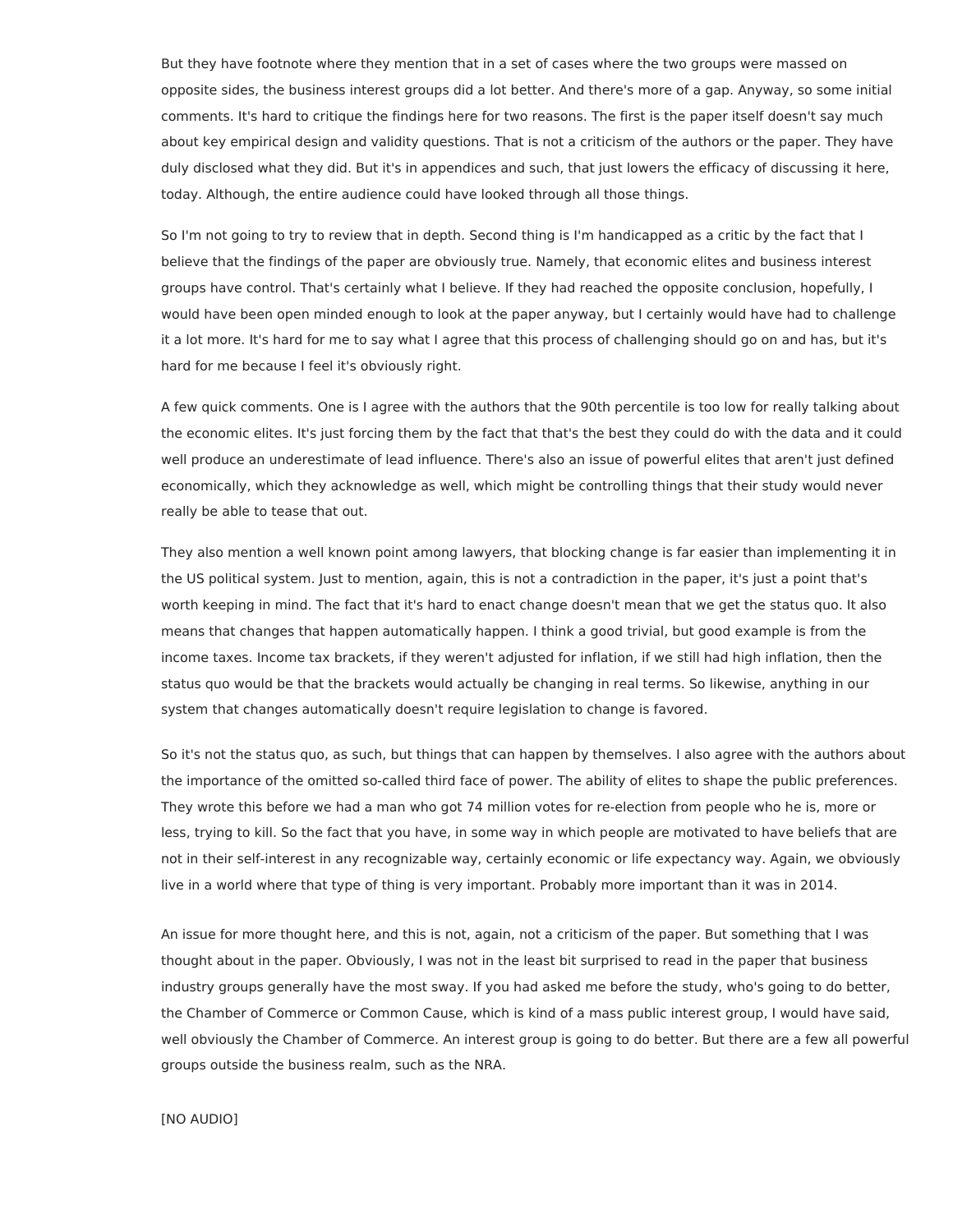But they have footnote where they mention that in a set of cases where the two groups were massed on opposite sides, the business interest groups did a lot better. And there's more of a gap. Anyway, so some initial comments. It's hard to critique the findings here for two reasons. The first is the paper itself doesn't say much about key empirical design and validity questions. That is not a criticism of the authors or the paper. They have duly disclosed what they did. But it's in appendices and such, that just lowers the efficacy of discussing it here, today. Although, the entire audience could have looked through all those things.

So I'm not going to try to review that in depth. Second thing is I'm handicapped as a critic by the fact that I believe that the findings of the paper are obviously true. Namely, that economic elites and business interest groups have control. That's certainly what I believe. If they had reached the opposite conclusion, hopefully, I would have been open minded enough to look at the paper anyway, but I certainly would have had to challenge it a lot more. It's hard for me to say what I agree that this process of challenging should go on and has, but it's hard for me because I feel it's obviously right.

A few quick comments. One is I agree with the authors that the 90th percentile is too low for really talking about the economic elites. It's just forcing them by the fact that that's the best they could do with the data and it could well produce an underestimate of lead influence. There's also an issue of powerful elites that aren't just defined economically, which they acknowledge as well, which might be controlling things that their study would never really be able to tease that out.

They also mention a well known point among lawyers, that blocking change is far easier than implementing it in the US political system. Just to mention, again, this is not a contradiction in the paper, it's just a point that's worth keeping in mind. The fact that it's hard to enact change doesn't mean that we get the status quo. It also means that changes that happen automatically happen. I think a good trivial, but good example is from the income taxes. Income tax brackets, if they weren't adjusted for inflation, if we still had high inflation, then the status quo would be that the brackets would actually be changing in real terms. So likewise, anything in our system that changes automatically doesn't require legislation to change is favored.

So it's not the status quo, as such, but things that can happen by themselves. I also agree with the authors about the importance of the omitted so-called third face of power. The ability of elites to shape the public preferences. They wrote this before we had a man who got 74 million votes for re-election from people who he is, more or less, trying to kill. So the fact that you have, in some way in which people are motivated to have beliefs that are not in their self-interest in any recognizable way, certainly economic or life expectancy way. Again, we obviously live in a world where that type of thing is very important. Probably more important than it was in 2014.

An issue for more thought here, and this is not, again, not a criticism of the paper. But something that I was thought about in the paper. Obviously, I was not in the least bit surprised to read in the paper that business industry groups generally have the most sway. If you had asked me before the study, who's going to do better, the Chamber of Commerce or Common Cause, which is kind of a mass public interest group, I would have said, well obviously the Chamber of Commerce. An interest group is going to do better. But there are a few all powerful groups outside the business realm, such as the NRA.

[NO AUDIO]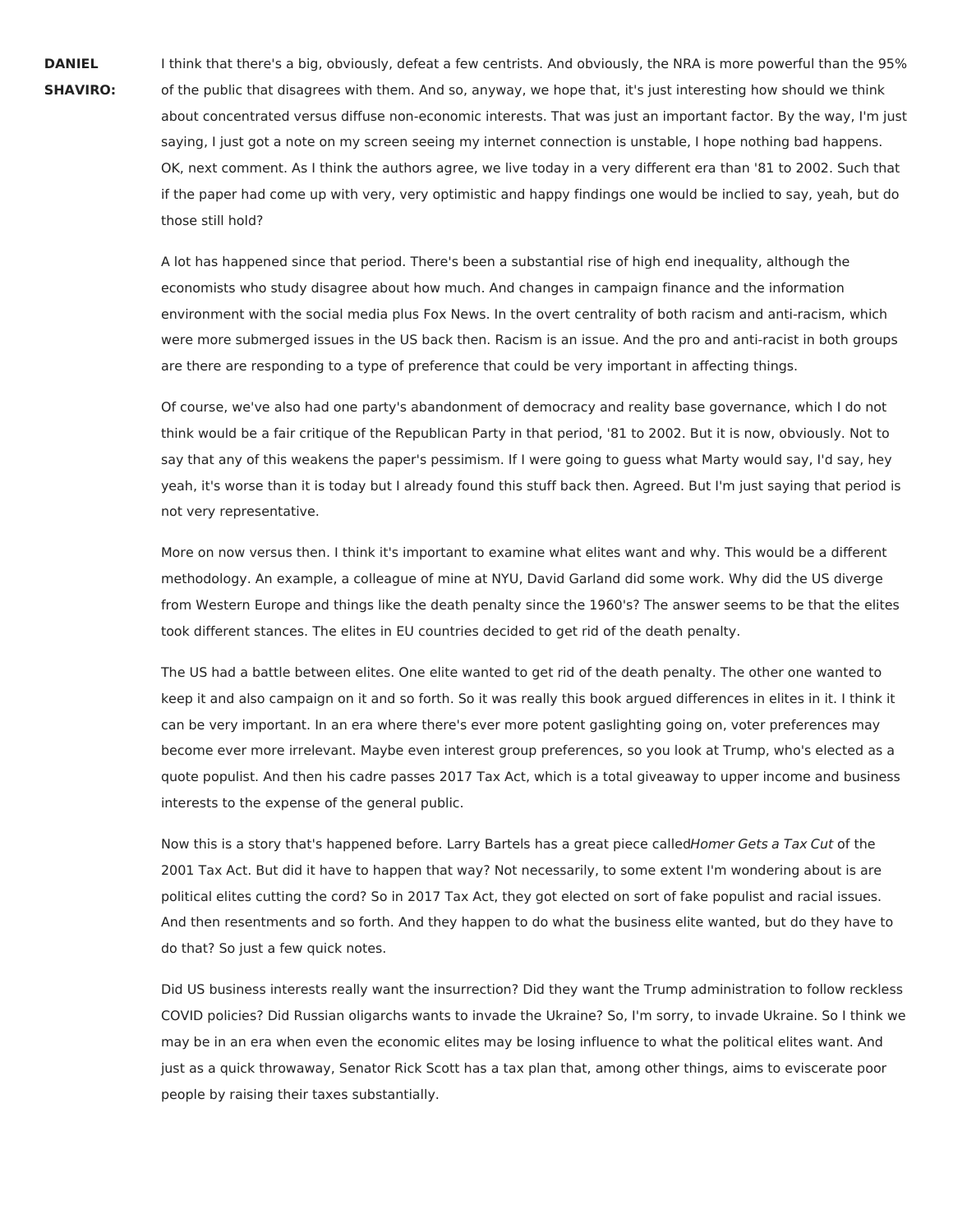**DANIEL SHAVIRO:** I think that there's a big, obviously, defeat a few centrists. And obviously, the NRA is more powerful than the 95% of the public that disagrees with them. And so, anyway, we hope that, it's just interesting how should we think about concentrated versus diffuse non-economic interests. That was just an important factor. By the way, I'm just saying, I just got a note on my screen seeing my internet connection is unstable, I hope nothing bad happens. OK, next comment. As I think the authors agree, we live today in a very different era than '81 to 2002. Such that if the paper had come up with very, very optimistic and happy findings one would be inclied to say, yeah, but do those still hold?

A lot has happened since that period. There's been a substantial rise of high end inequality, although the economists who study disagree about how much. And changes in campaign finance and the information environment with the social media plus Fox News. In the overt centrality of both racism and anti-racism, which were more submerged issues in the US back then. Racism is an issue. And the pro and anti-racist in both groups are there are responding to a type of preference that could be very important in affecting things.

Of course, we've also had one party's abandonment of democracy and reality base governance, which I do not think would be a fair critique of the Republican Party in that period, '81 to 2002. But it is now, obviously. Not to say that any of this weakens the paper's pessimism. If I were going to guess what Marty would say, I'd say, hey yeah, it's worse than it is today but I already found this stuff back then. Agreed. But I'm just saying that period is not very representative.

More on now versus then. I think it's important to examine what elites want and why. This would be a different methodology. An example, a colleague of mine at NYU, David Garland did some work. Why did the US diverge from Western Europe and things like the death penalty since the 1960's? The answer seems to be that the elites took different stances. The elites in EU countries decided to get rid of the death penalty.

The US had a battle between elites. One elite wanted to get rid of the death penalty. The other one wanted to keep it and also campaign on it and so forth. So it was really this book argued differences in elites in it. I think it can be very important. In an era where there's ever more potent gaslighting going on, voter preferences may become ever more irrelevant. Maybe even interest group preferences, so you look at Trump, who's elected as a quote populist. And then his cadre passes 2017 Tax Act, which is a total giveaway to upper income and business interests to the expense of the general public.

Now this is a story that's happened before. Larry Bartels has a great piece called *Homer Gets a Tax Cut* of the 2001 Tax Act. But did it have to happen that way? Not necessarily, to some extent I'm wondering about is are political elites cutting the cord? So in 2017 Tax Act, they got elected on sort of fake populist and racial issues. And then resentments and so forth. And they happen to do what the business elite wanted, but do they have to do that? So just a few quick notes.

Did US business interests really want the insurrection? Did they want the Trump administration to follow reckless COVID policies? Did Russian oligarchs wants to invade the Ukraine? So, I'm sorry, to invade Ukraine. So I think we may be in an era when even the economic elites may be losing influence to what the political elites want. And just as a quick throwaway, Senator Rick Scott has a tax plan that, among other things, aims to eviscerate poor people by raising their taxes substantially.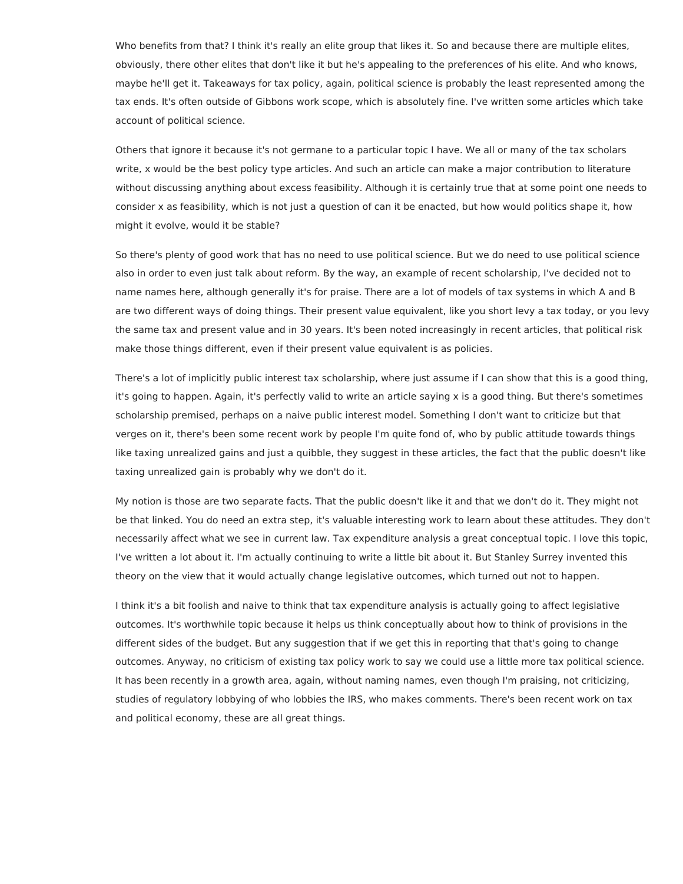Who benefits from that? I think it's really an elite group that likes it. So and because there are multiple elites, obviously, there other elites that don't like it but he's appealing to the preferences of his elite. And who knows, maybe he'll get it. Takeaways for tax policy, again, political science is probably the least represented among the tax ends. It's often outside of Gibbons work scope, which is absolutely fine. I've written some articles which take account of political science.

Others that ignore it because it's not germane to a particular topic I have. We all or many of the tax scholars write, x would be the best policy type articles. And such an article can make a major contribution to literature without discussing anything about excess feasibility. Although it is certainly true that at some point one needs to consider x as feasibility, which is not just a question of can it be enacted, but how would politics shape it, how might it evolve, would it be stable?

So there's plenty of good work that has no need to use political science. But we do need to use political science also in order to even just talk about reform. By the way, an example of recent scholarship, I've decided not to name names here, although generally it's for praise. There are a lot of models of tax systems in which A and B are two different ways of doing things. Their present value equivalent, like you short levy a tax today, or you levy the same tax and present value and in 30 years. It's been noted increasingly in recent articles, that political risk make those things different, even if their present value equivalent is as policies.

There's a lot of implicitly public interest tax scholarship, where just assume if I can show that this is a good thing, it's going to happen. Again, it's perfectly valid to write an article saying x is a good thing. But there's sometimes scholarship premised, perhaps on a naive public interest model. Something I don't want to criticize but that verges on it, there's been some recent work by people I'm quite fond of, who by public attitude towards things like taxing unrealized gains and just a quibble, they suggest in these articles, the fact that the public doesn't like taxing unrealized gain is probably why we don't do it.

My notion is those are two separate facts. That the public doesn't like it and that we don't do it. They might not be that linked. You do need an extra step, it's valuable interesting work to learn about these attitudes. They don't necessarily affect what we see in current law. Tax expenditure analysis a great conceptual topic. I love this topic, I've written a lot about it. I'm actually continuing to write a little bit about it. But Stanley Surrey invented this theory on the view that it would actually change legislative outcomes, which turned out not to happen.

I think it's a bit foolish and naive to think that tax expenditure analysis is actually going to affect legislative outcomes. It's worthwhile topic because it helps us think conceptually about how to think of provisions in the different sides of the budget. But any suggestion that if we get this in reporting that that's going to change outcomes. Anyway, no criticism of existing tax policy work to say we could use a little more tax political science. It has been recently in a growth area, again, without naming names, even though I'm praising, not criticizing, studies of regulatory lobbying of who lobbies the IRS, who makes comments. There's been recent work on tax and political economy, these are all great things.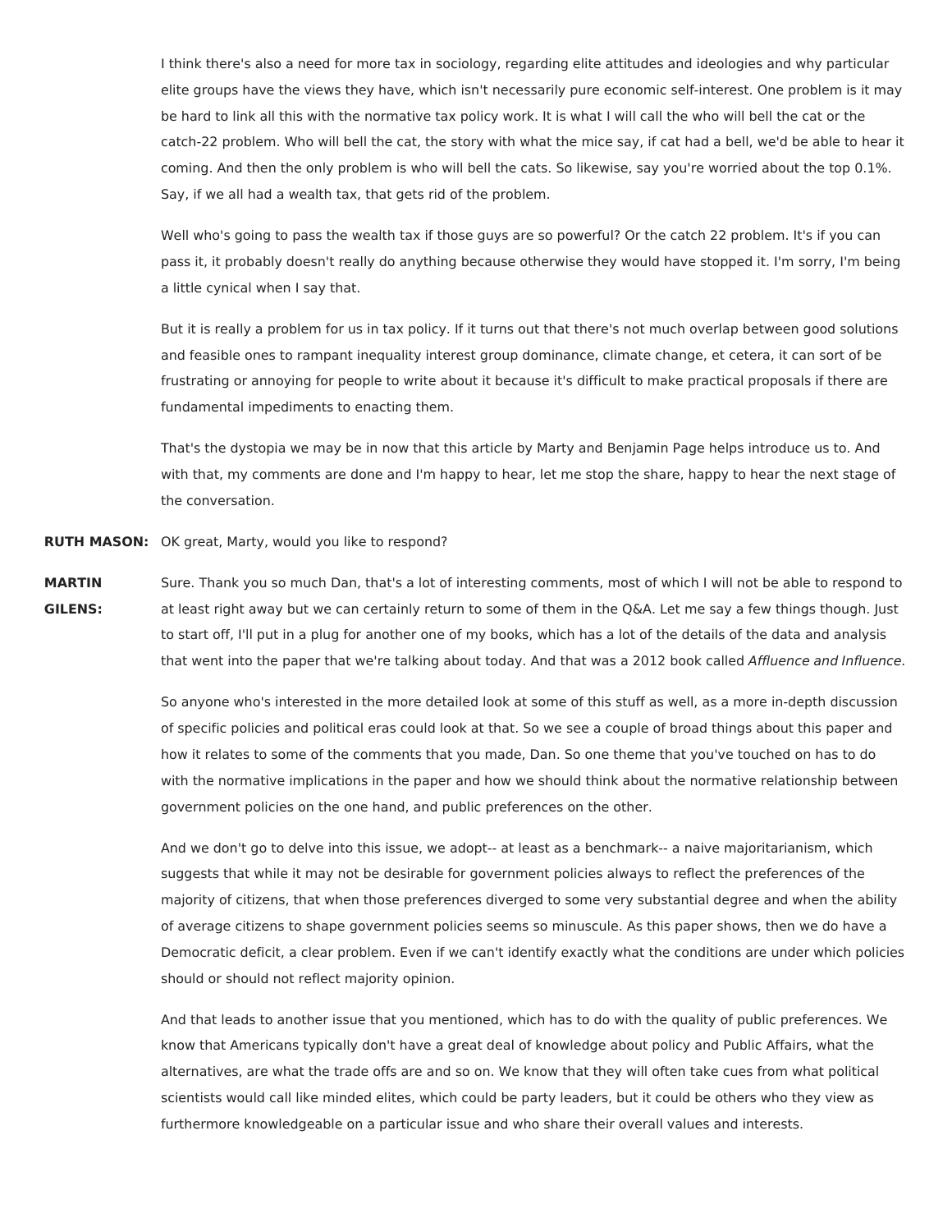I think there's also a need for more tax in sociology, regarding elite attitudes and ideologies and why particular elite groups have the views they have, which isn't necessarily pure economic self-interest. One problem is it may be hard to link all this with the normative tax policy work. It is what I will call the who will bell the cat or the catch-22 problem. Who will bell the cat, the story with what the mice say, if cat had a bell, we'd be able to hear it coming. And then the only problem is who will bell the cats. So likewise, say you're worried about the top 0.1%. Say, if we all had a wealth tax, that gets rid of the problem.

Well who's going to pass the wealth tax if those guys are so powerful? Or the catch 22 problem. It's if you can pass it, it probably doesn't really do anything because otherwise they would have stopped it. I'm sorry, I'm being a little cynical when I say that.

But it is really a problem for us in tax policy. If it turns out that there's not much overlap between good solutions and feasible ones to rampant inequality interest group dominance, climate change, et cetera, it can sort of be frustrating or annoying for people to write about it because it's difficult to make practical proposals if there are fundamental impediments to enacting them.

That's the dystopia we may be in now that this article by Marty and Benjamin Page helps introduce us to. And with that, my comments are done and I'm happy to hear, let me stop the share, happy to hear the next stage of the conversation.

**RUTH MASON:** OK great, Marty, would you like to respond?

**MARTIN GILENS:** Sure. Thank you so much Dan, that's a lot of interesting comments, most of which I will not be able to respond to at least right away but we can certainly return to some of them in the Q&A. Let me say a few things though. Just to start off, I'll put in a plug for another one of my books, which has a lot of the details of the data and analysis that went into the paper that we're talking about today. And that was a 2012 book called *Affluence and Influence.*

So anyone who's interested in the more detailed look at some of this stuff as well, as a more in-depth discussion of specific policies and political eras could look at that. So we see a couple of broad things about this paper and how it relates to some of the comments that you made, Dan. So one theme that you've touched on has to do with the normative implications in the paper and how we should think about the normative relationship between government policies on the one hand, and public preferences on the other.

And we don't go to delve into this issue, we adopt-- at least as a benchmark-- a naive majoritarianism, which suggests that while it may not be desirable for government policies always to reflect the preferences of the majority of citizens, that when those preferences diverged to some very substantial degree and when the ability of average citizens to shape government policies seems so minuscule. As this paper shows, then we do have a Democratic deficit, a clear problem. Even if we can't identify exactly what the conditions are under which policies should or should not reflect majority opinion.

And that leads to another issue that you mentioned, which has to do with the quality of public preferences. We know that Americans typically don't have a great deal of knowledge about policy and Public Affairs, what the alternatives, are what the trade offs are and so on. We know that they will often take cues from what political scientists would call like minded elites, which could be party leaders, but it could be others who they view as furthermore knowledgeable on a particular issue and who share their overall values and interests.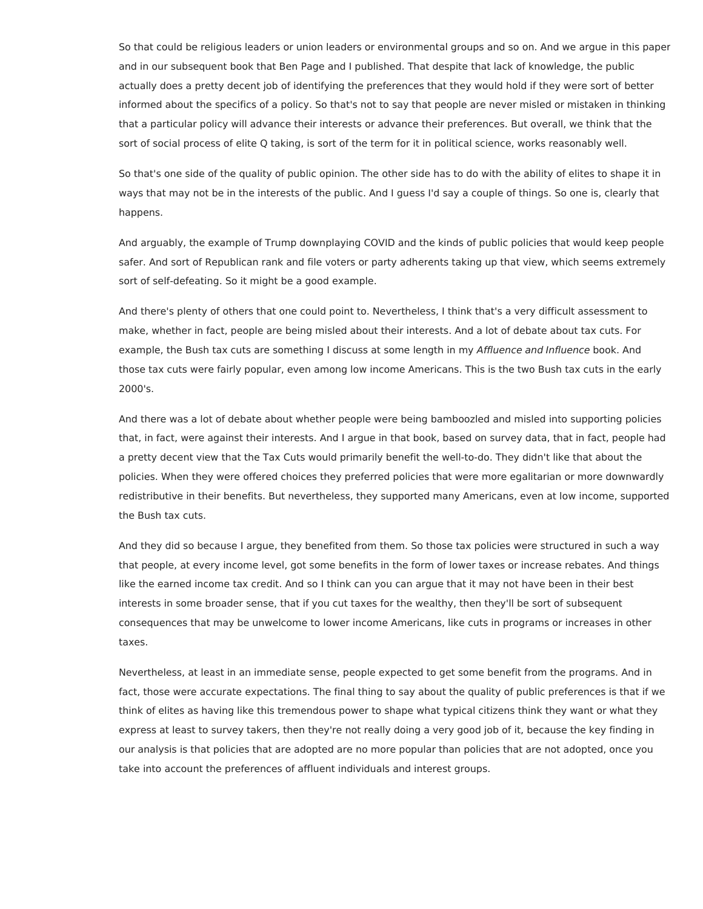So that could be religious leaders or union leaders or environmental groups and so on. And we argue in this paper and in our subsequent book that Ben Page and I published. That despite that lack of knowledge, the public actually does a pretty decent job of identifying the preferences that they would hold if they were sort of better informed about the specifics of a policy. So that's not to say that people are never misled or mistaken in thinking that a particular policy will advance their interests or advance their preferences. But overall, we think that the sort of social process of elite Q taking, is sort of the term for it in political science, works reasonably well.

So that's one side of the quality of public opinion. The other side has to do with the ability of elites to shape it in ways that may not be in the interests of the public. And I guess I'd say a couple of things. So one is, clearly that happens.

And arguably, the example of Trump downplaying COVID and the kinds of public policies that would keep people safer. And sort of Republican rank and file voters or party adherents taking up that view, which seems extremely sort of self-defeating. So it might be a good example.

And there's plenty of others that one could point to. Nevertheless, I think that's a very difficult assessment to make, whether in fact, people are being misled about their interests. And a lot of debate about tax cuts. For example, the Bush tax cuts are something I discuss at some length in my *Affluence and Influence* book. And those tax cuts were fairly popular, even among low income Americans. This is the two Bush tax cuts in the early 2000's.

And there was a lot of debate about whether people were being bamboozled and misled into supporting policies that, in fact, were against their interests. And I argue in that book, based on survey data, that in fact, people had a pretty decent view that the Tax Cuts would primarily benefit the well-to-do. They didn't like that about the policies. When they were offered choices they preferred policies that were more egalitarian or more downwardly redistributive in their benefits. But nevertheless, they supported many Americans, even at low income, supported the Bush tax cuts.

And they did so because I argue, they benefited from them. So those tax policies were structured in such a way that people, at every income level, got some benefits in the form of lower taxes or increase rebates. And things like the earned income tax credit. And so I think can you can argue that it may not have been in their best interests in some broader sense, that if you cut taxes for the wealthy, then they'll be sort of subsequent consequences that may be unwelcome to lower income Americans, like cuts in programs or increases in other taxes.

Nevertheless, at least in an immediate sense, people expected to get some benefit from the programs. And in fact, those were accurate expectations. The final thing to say about the quality of public preferences is that if we think of elites as having like this tremendous power to shape what typical citizens think they want or what they express at least to survey takers, then they're not really doing a very good job of it, because the key finding in our analysis is that policies that are adopted are no more popular than policies that are not adopted, once you take into account the preferences of affluent individuals and interest groups.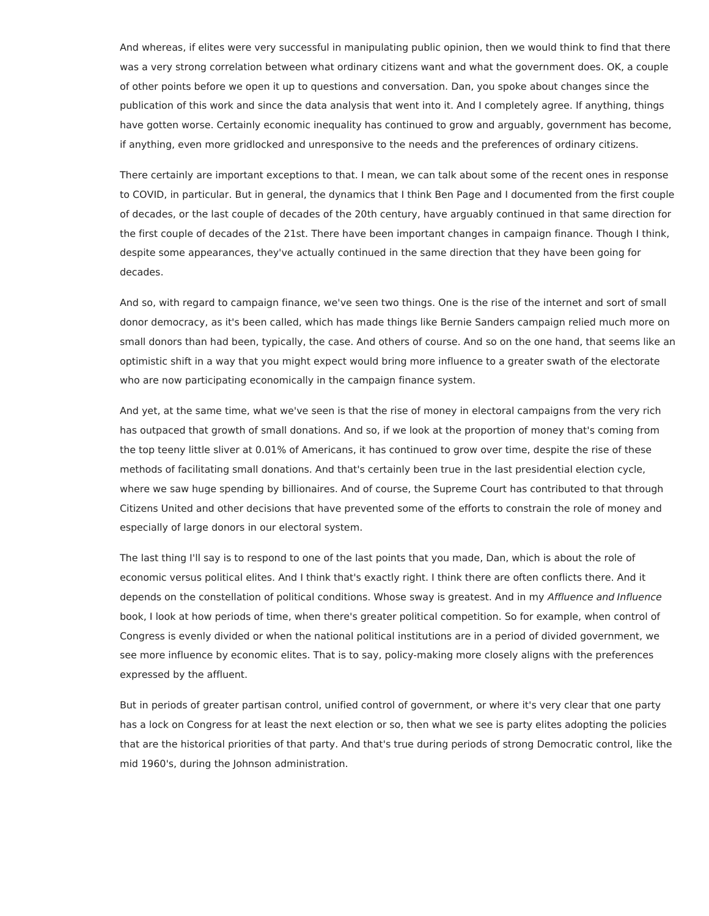And whereas, if elites were very successful in manipulating public opinion, then we would think to find that there was a very strong correlation between what ordinary citizens want and what the government does. OK, a couple of other points before we open it up to questions and conversation. Dan, you spoke about changes since the publication of this work and since the data analysis that went into it. And I completely agree. If anything, things have gotten worse. Certainly economic inequality has continued to grow and arguably, government has become, if anything, even more gridlocked and unresponsive to the needs and the preferences of ordinary citizens.

There certainly are important exceptions to that. I mean, we can talk about some of the recent ones in response to COVID, in particular. But in general, the dynamics that I think Ben Page and I documented from the first couple of decades, or the last couple of decades of the 20th century, have arguably continued in that same direction for the first couple of decades of the 21st. There have been important changes in campaign finance. Though I think, despite some appearances, they've actually continued in the same direction that they have been going for decades.

And so, with regard to campaign finance, we've seen two things. One is the rise of the internet and sort of small donor democracy, as it's been called, which has made things like Bernie Sanders campaign relied much more on small donors than had been, typically, the case. And others of course. And so on the one hand, that seems like an optimistic shift in a way that you might expect would bring more influence to a greater swath of the electorate who are now participating economically in the campaign finance system.

And yet, at the same time, what we've seen is that the rise of money in electoral campaigns from the very rich has outpaced that growth of small donations. And so, if we look at the proportion of money that's coming from the top teeny little sliver at 0.01% of Americans, it has continued to grow over time, despite the rise of these methods of facilitating small donations. And that's certainly been true in the last presidential election cycle, where we saw huge spending by billionaires. And of course, the Supreme Court has contributed to that through Citizens United and other decisions that have prevented some of the efforts to constrain the role of money and especially of large donors in our electoral system.

The last thing I'll say is to respond to one of the last points that you made, Dan, which is about the role of economic versus political elites. And I think that's exactly right. I think there are often conflicts there. And it depends on the constellation of political conditions. Whose sway is greatest. And in my *Affluence and Influence* book, I look at how periods of time, when there's greater political competition. So for example, when control of Congress is evenly divided or when the national political institutions are in a period of divided government, we see more influence by economic elites. That is to say, policy-making more closely aligns with the preferences expressed by the affluent.

But in periods of greater partisan control, unified control of government, or where it's very clear that one party has a lock on Congress for at least the next election or so, then what we see is party elites adopting the policies that are the historical priorities of that party. And that's true during periods of strong Democratic control, like the mid 1960's, during the Johnson administration.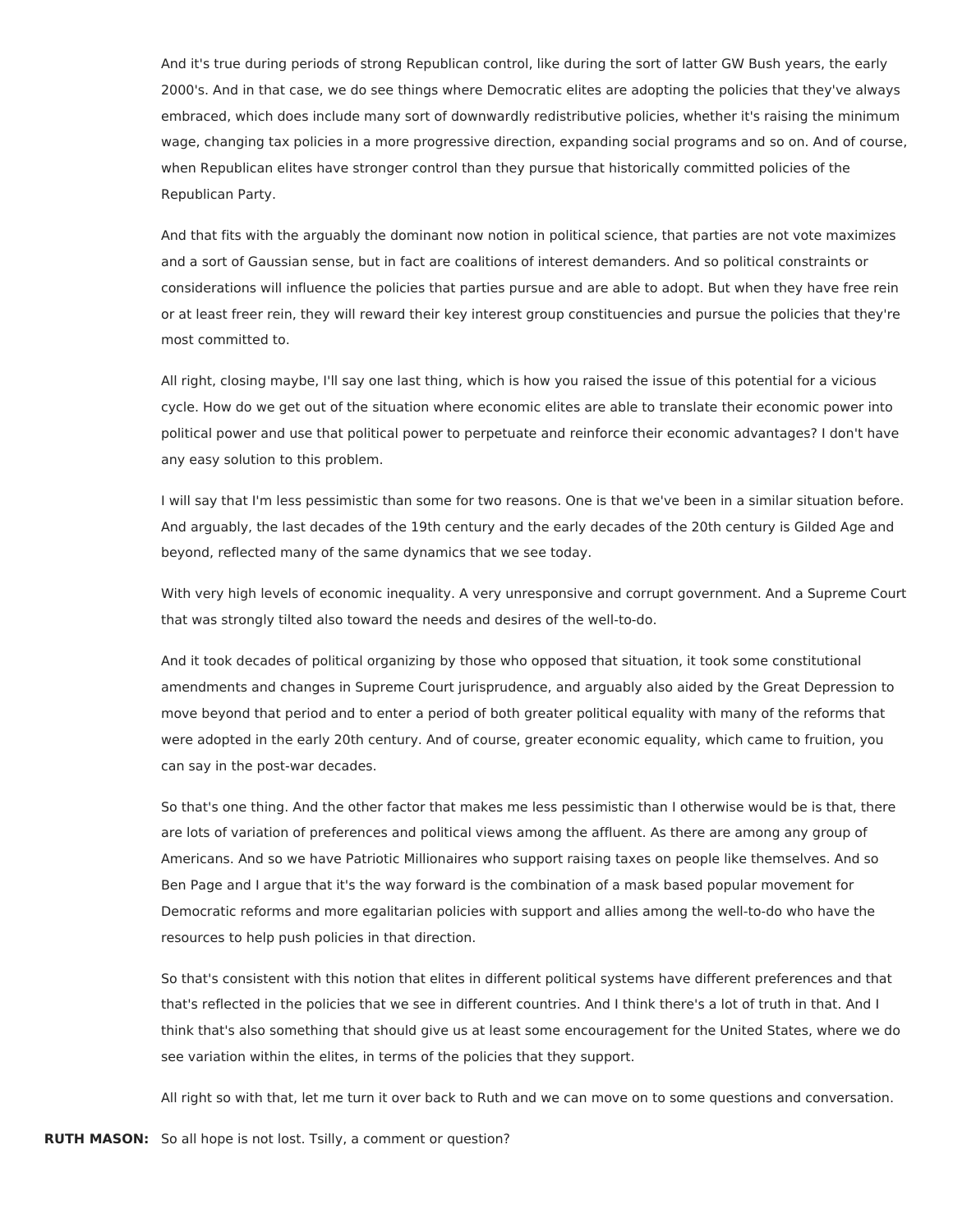And it's true during periods of strong Republican control, like during the sort of latter GW Bush years, the early 2000's. And in that case, we do see things where Democratic elites are adopting the policies that they've always embraced, which does include many sort of downwardly redistributive policies, whether it's raising the minimum wage, changing tax policies in a more progressive direction, expanding social programs and so on. And of course, when Republican elites have stronger control than they pursue that historically committed policies of the Republican Party.

And that fits with the arguably the dominant now notion in political science, that parties are not vote maximizes and a sort of Gaussian sense, but in fact are coalitions of interest demanders. And so political constraints or considerations will influence the policies that parties pursue and are able to adopt. But when they have free rein or at least freer rein, they will reward their key interest group constituencies and pursue the policies that they're most committed to.

All right, closing maybe, I'll say one last thing, which is how you raised the issue of this potential for a vicious cycle. How do we get out of the situation where economic elites are able to translate their economic power into political power and use that political power to perpetuate and reinforce their economic advantages? I don't have any easy solution to this problem.

I will say that I'm less pessimistic than some for two reasons. One is that we've been in a similar situation before. And arguably, the last decades of the 19th century and the early decades of the 20th century is Gilded Age and beyond, reflected many of the same dynamics that we see today.

With very high levels of economic inequality. A very unresponsive and corrupt government. And a Supreme Court that was strongly tilted also toward the needs and desires of the well-to-do.

And it took decades of political organizing by those who opposed that situation, it took some constitutional amendments and changes in Supreme Court jurisprudence, and arguably also aided by the Great Depression to move beyond that period and to enter a period of both greater political equality with many of the reforms that were adopted in the early 20th century. And of course, greater economic equality, which came to fruition, you can say in the post-war decades.

So that's one thing. And the other factor that makes me less pessimistic than I otherwise would be is that, there are lots of variation of preferences and political views among the affluent. As there are among any group of Americans. And so we have Patriotic Millionaires who support raising taxes on people like themselves. And so Ben Page and I argue that it's the way forward is the combination of a mask based popular movement for Democratic reforms and more egalitarian policies with support and allies among the well-to-do who have the resources to help push policies in that direction.

So that's consistent with this notion that elites in different political systems have different preferences and that that's reflected in the policies that we see in different countries. And I think there's a lot of truth in that. And I think that's also something that should give us at least some encouragement for the United States, where we do see variation within the elites, in terms of the policies that they support.

All right so with that, let me turn it over back to Ruth and we can move on to some questions and conversation.

**RUTH MASON:** So all hope is not lost. Tsilly, a comment or question?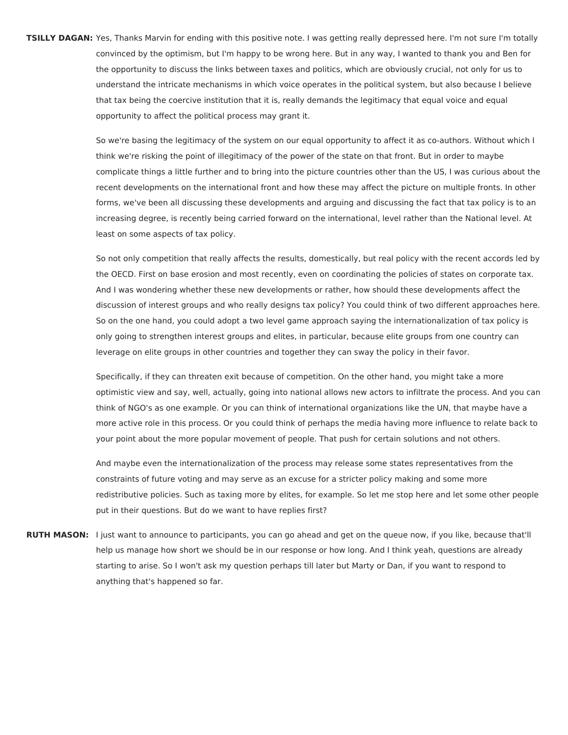**TSILLY DAGAN:** Yes, Thanks Marvin for ending with this positive note. I was getting really depressed here. I'm not sure I'm totally convinced by the optimism, but I'm happy to be wrong here. But in any way, I wanted to thank you and Ben for the opportunity to discuss the links between taxes and politics, which are obviously crucial, not only for us to understand the intricate mechanisms in which voice operates in the political system, but also because I believe that tax being the coercive institution that it is, really demands the legitimacy that equal voice and equal opportunity to affect the political process may grant it.

So we're basing the legitimacy of the system on our equal opportunity to affect it as co-authors. Without which I think we're risking the point of illegitimacy of the power of the state on that front. But in order to maybe complicate things a little further and to bring into the picture countries other than the US, I was curious about the recent developments on the international front and how these may affect the picture on multiple fronts. In other forms, we've been all discussing these developments and arguing and discussing the fact that tax policy is to an increasing degree, is recently being carried forward on the international, level rather than the National level. At least on some aspects of tax policy.

So not only competition that really affects the results, domestically, but real policy with the recent accords led by the OECD. First on base erosion and most recently, even on coordinating the policies of states on corporate tax. And I was wondering whether these new developments or rather, how should these developments affect the discussion of interest groups and who really designs tax policy? You could think of two different approaches here. So on the one hand, you could adopt a two level game approach saying the internationalization of tax policy is only going to strengthen interest groups and elites, in particular, because elite groups from one country can leverage on elite groups in other countries and together they can sway the policy in their favor.

Specifically, if they can threaten exit because of competition. On the other hand, you might take a more optimistic view and say, well, actually, going into national allows new actors to infiltrate the process. And you can think of NGO's as one example. Or you can think of international organizations like the UN, that maybe have a more active role in this process. Or you could think of perhaps the media having more influence to relate back to your point about the more popular movement of people. That push for certain solutions and not others.

And maybe even the internationalization of the process may release some states representatives from the constraints of future voting and may serve as an excuse for a stricter policy making and some more redistributive policies. Such as taxing more by elites, for example. So let me stop here and let some other people put in their questions. But do we want to have replies first?

**RUTH MASON:** I just want to announce to participants, you can go ahead and get on the queue now, if you like, because that'll help us manage how short we should be in our response or how long. And I think yeah, questions are already starting to arise. So I won't ask my question perhaps till later but Marty or Dan, if you want to respond to anything that's happened so far.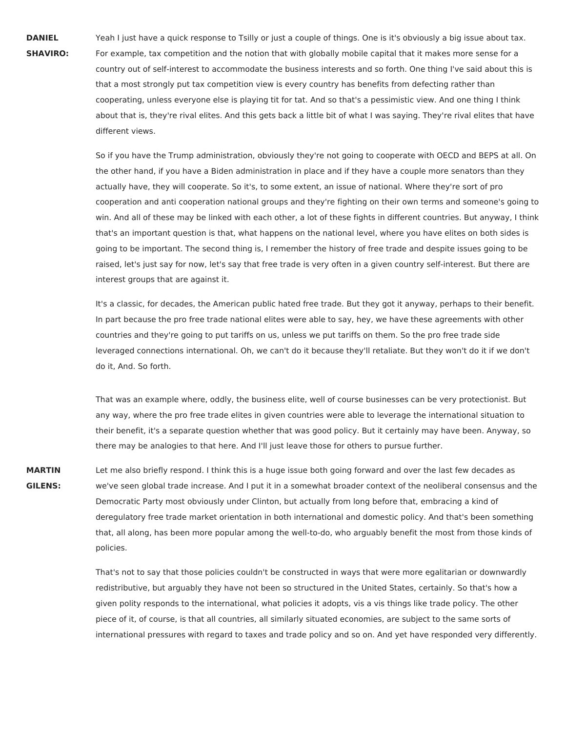**DANIEL SHAVIRO:** Yeah I just have a quick response to Tsilly or just a couple of things. One is it's obviously a big issue about tax. For example, tax competition and the notion that with globally mobile capital that it makes more sense for a country out of self-interest to accommodate the business interests and so forth. One thing I've said about this is that a most strongly put tax competition view is every country has benefits from defecting rather than cooperating, unless everyone else is playing tit for tat. And so that's a pessimistic view. And one thing I think about that is, they're rival elites. And this gets back a little bit of what I was saying. They're rival elites that have different views.

So if you have the Trump administration, obviously they're not going to cooperate with OECD and BEPS at all. On the other hand, if you have a Biden administration in place and if they have a couple more senators than they actually have, they will cooperate. So it's, to some extent, an issue of national. Where they're sort of pro cooperation and anti cooperation national groups and they're fighting on their own terms and someone's going to win. And all of these may be linked with each other, a lot of these fights in different countries. But anyway, I think that's an important question is that, what happens on the national level, where you have elites on both sides is going to be important. The second thing is, I remember the history of free trade and despite issues going to be raised, let's just say for now, let's say that free trade is very often in a given country self-interest. But there are interest groups that are against it.

It's a classic, for decades, the American public hated free trade. But they got it anyway, perhaps to their benefit. In part because the pro free trade national elites were able to say, hey, we have these agreements with other countries and they're going to put tariffs on us, unless we put tariffs on them. So the pro free trade side leveraged connections international. Oh, we can't do it because they'll retaliate. But they won't do it if we don't do it, And. So forth.

That was an example where, oddly, the business elite, well of course businesses can be very protectionist. But any way, where the pro free trade elites in given countries were able to leverage the international situation to their benefit, it's a separate question whether that was good policy. But it certainly may have been. Anyway, so there may be analogies to that here. And I'll just leave those for others to pursue further.

**MARTIN GILENS:** Let me also briefly respond. I think this is a huge issue both going forward and over the last few decades as we've seen global trade increase. And I put it in a somewhat broader context of the neoliberal consensus and the Democratic Party most obviously under Clinton, but actually from long before that, embracing a kind of deregulatory free trade market orientation in both international and domestic policy. And that's been something that, all along, has been more popular among the well-to-do, who arguably benefit the most from those kinds of policies.

That's not to say that those policies couldn't be constructed in ways that were more egalitarian or downwardly redistributive, but arguably they have not been so structured in the United States, certainly. So that's how a given polity responds to the international, what policies it adopts, vis a vis things like trade policy. The other piece of it, of course, is that all countries, all similarly situated economies, are subject to the same sorts of international pressures with regard to taxes and trade policy and so on. And yet have responded very differently.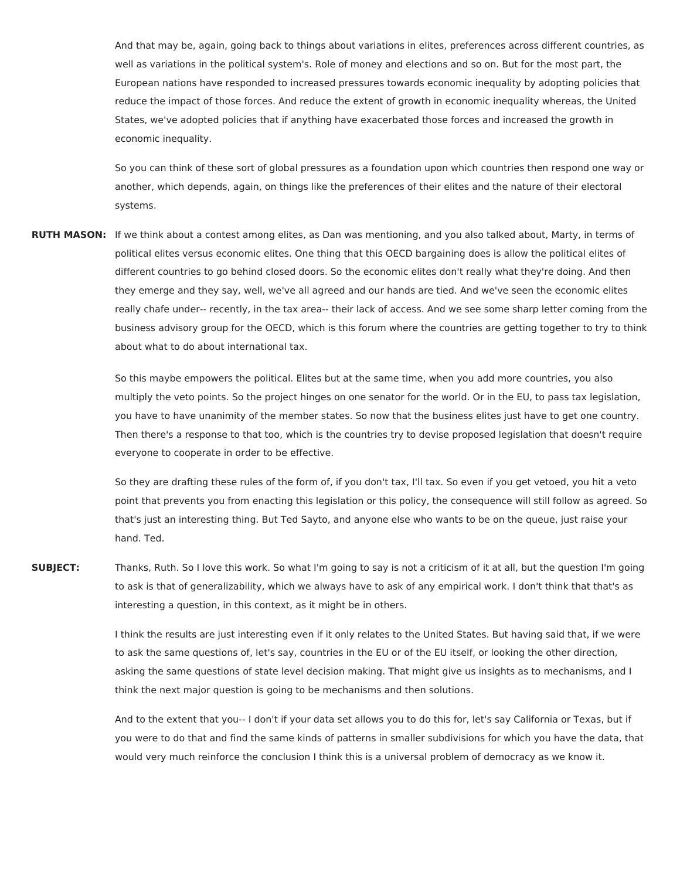And that may be, again, going back to things about variations in elites, preferences across different countries, as well as variations in the political system's. Role of money and elections and so on. But for the most part, the European nations have responded to increased pressures towards economic inequality by adopting policies that reduce the impact of those forces. And reduce the extent of growth in economic inequality whereas, the United States, we've adopted policies that if anything have exacerbated those forces and increased the growth in economic inequality.

So you can think of these sort of global pressures as a foundation upon which countries then respond one way or another, which depends, again, on things like the preferences of their elites and the nature of their electoral systems.

**RUTH MASON:** If we think about a contest among elites, as Dan was mentioning, and you also talked about, Marty, in terms of political elites versus economic elites. One thing that this OECD bargaining does is allow the political elites of different countries to go behind closed doors. So the economic elites don't really what they're doing. And then they emerge and they say, well, we've all agreed and our hands are tied. And we've seen the economic elites really chafe under-- recently, in the tax area-- their lack of access. And we see some sharp letter coming from the business advisory group for the OECD, which is this forum where the countries are getting together to try to think about what to do about international tax.

So this maybe empowers the political. Elites but at the same time, when you add more countries, you also multiply the veto points. So the project hinges on one senator for the world. Or in the EU, to pass tax legislation, you have to have unanimity of the member states. So now that the business elites just have to get one country. Then there's a response to that too, which is the countries try to devise proposed legislation that doesn't require everyone to cooperate in order to be effective.

So they are drafting these rules of the form of, if you don't tax, I'll tax. So even if you get vetoed, you hit a veto point that prevents you from enacting this legislation or this policy, the consequence will still follow as agreed. So that's just an interesting thing. But Ted Sayto, and anyone else who wants to be on the queue, just raise your hand. Ted.

**SUBJECT:** Thanks, Ruth. So I love this work. So what I'm going to say is not a criticism of it at all, but the question I'm going to ask is that of generalizability, which we always have to ask of any empirical work. I don't think that that's as interesting a question, in this context, as it might be in others.

I think the results are just interesting even if it only relates to the United States. But having said that, if we were to ask the same questions of, let's say, countries in the EU or of the EU itself, or looking the other direction, asking the same questions of state level decision making. That might give us insights as to mechanisms, and I think the next major question is going to be mechanisms and then solutions.

And to the extent that you-- I don't if your data set allows you to do this for, let's say California or Texas, but if you were to do that and find the same kinds of patterns in smaller subdivisions for which you have the data, that would very much reinforce the conclusion I think this is a universal problem of democracy as we know it.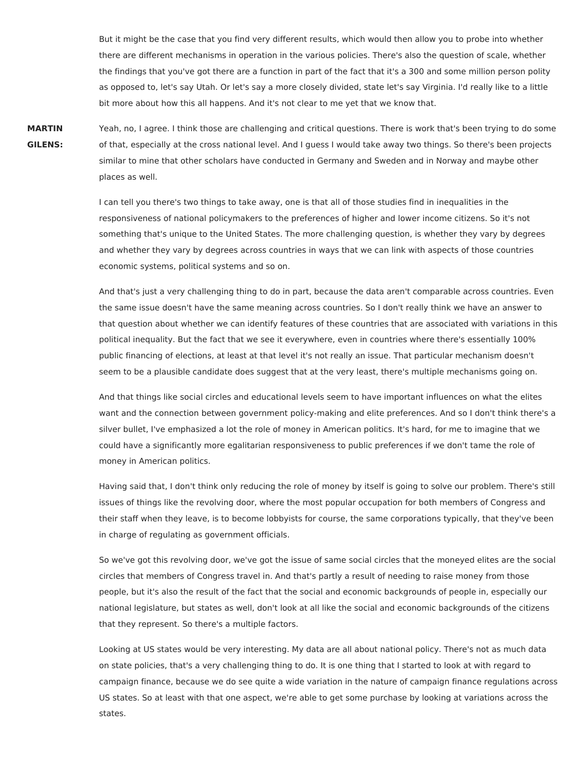But it might be the case that you find very different results, which would then allow you to probe into whether there are different mechanisms in operation in the various policies. There's also the question of scale, whether the findings that you've got there are a function in part of the fact that it's a 300 and some million person polity as opposed to, let's say Utah. Or let's say a more closely divided, state let's say Virginia. I'd really like to a little bit more about how this all happens. And it's not clear to me yet that we know that.

**MARTIN GILENS:** Yeah, no, I agree. I think those are challenging and critical questions. There is work that's been trying to do some of that, especially at the cross national level. And I guess I would take away two things. So there's been projects similar to mine that other scholars have conducted in Germany and Sweden and in Norway and maybe other places as well.

I can tell you there's two things to take away, one is that all of those studies find in inequalities in the responsiveness of national policymakers to the preferences of higher and lower income citizens. So it's not something that's unique to the United States. The more challenging question, is whether they vary by degrees and whether they vary by degrees across countries in ways that we can link with aspects of those countries economic systems, political systems and so on.

And that's just a very challenging thing to do in part, because the data aren't comparable across countries. Even the same issue doesn't have the same meaning across countries. So I don't really think we have an answer to that question about whether we can identify features of these countries that are associated with variations in this political inequality. But the fact that we see it everywhere, even in countries where there's essentially 100% public financing of elections, at least at that level it's not really an issue. That particular mechanism doesn't seem to be a plausible candidate does suggest that at the very least, there's multiple mechanisms going on.

And that things like social circles and educational levels seem to have important influences on what the elites want and the connection between government policy-making and elite preferences. And so I don't think there's a silver bullet, I've emphasized a lot the role of money in American politics. It's hard, for me to imagine that we could have a significantly more egalitarian responsiveness to public preferences if we don't tame the role of money in American politics.

Having said that, I don't think only reducing the role of money by itself is going to solve our problem. There's still issues of things like the revolving door, where the most popular occupation for both members of Congress and their staff when they leave, is to become lobbyists for course, the same corporations typically, that they've been in charge of regulating as government officials.

So we've got this revolving door, we've got the issue of same social circles that the moneyed elites are the social circles that members of Congress travel in. And that's partly a result of needing to raise money from those people, but it's also the result of the fact that the social and economic backgrounds of people in, especially our national legislature, but states as well, don't look at all like the social and economic backgrounds of the citizens that they represent. So there's a multiple factors.

Looking at US states would be very interesting. My data are all about national policy. There's not as much data on state policies, that's a very challenging thing to do. It is one thing that I started to look at with regard to campaign finance, because we do see quite a wide variation in the nature of campaign finance regulations across US states. So at least with that one aspect, we're able to get some purchase by looking at variations across the states.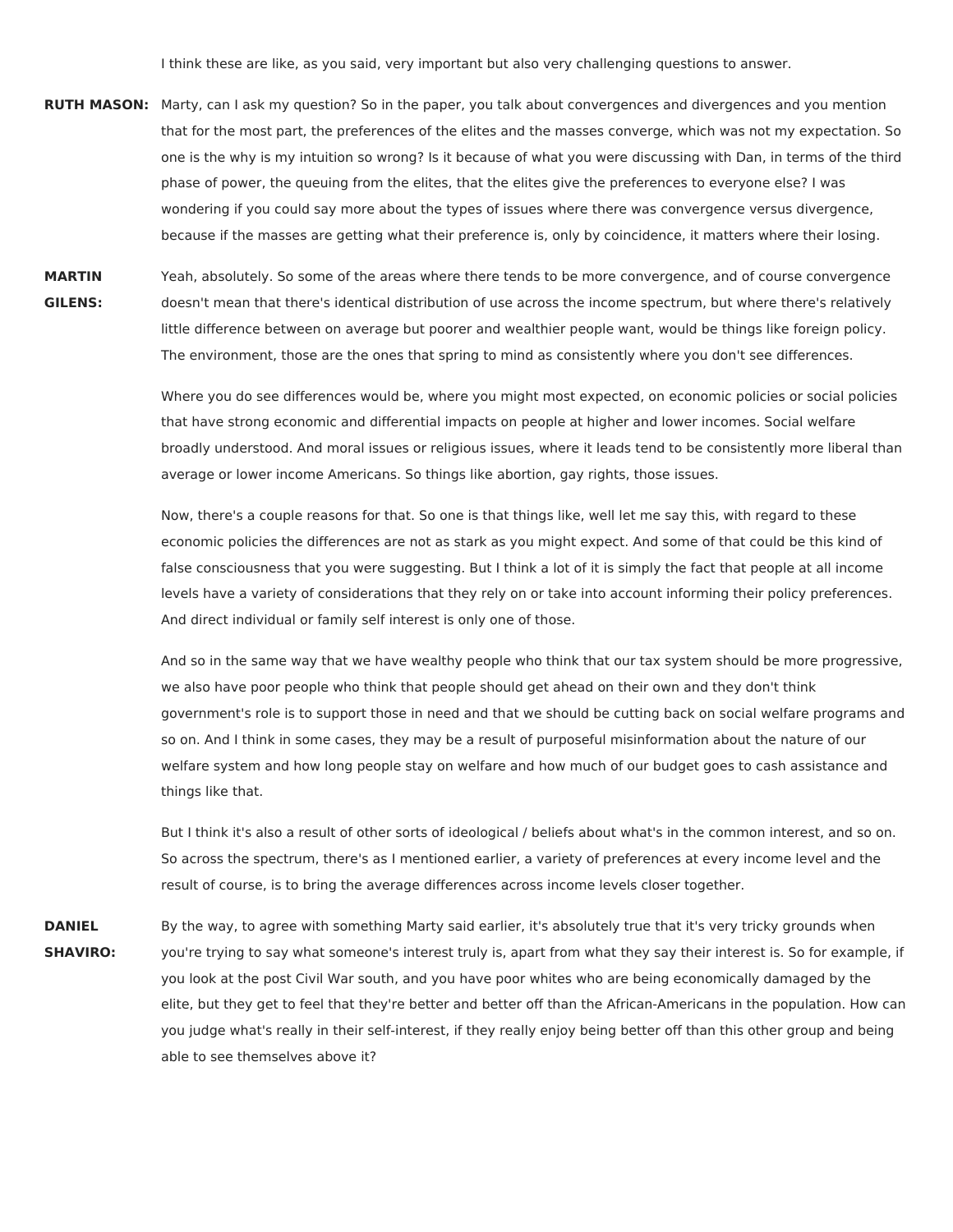I think these are like, as you said, very important but also very challenging questions to answer.

**RUTH MASON:** Marty, can I ask my question? So in the paper, you talk about convergences and divergences and you mention that for the most part, the preferences of the elites and the masses converge, which was not my expectation. So one is the why is my intuition so wrong? Is it because of what you were discussing with Dan, in terms of the third phase of power, the queuing from the elites, that the elites give the preferences to everyone else? I was wondering if you could say more about the types of issues where there was convergence versus divergence, because if the masses are getting what their preference is, only by coincidence, it matters where their losing.

**MARTIN GILENS:** Yeah, absolutely. So some of the areas where there tends to be more convergence, and of course convergence doesn't mean that there's identical distribution of use across the income spectrum, but where there's relatively little difference between on average but poorer and wealthier people want, would be things like foreign policy. The environment, those are the ones that spring to mind as consistently where you don't see differences.

Where you do see differences would be, where you might most expected, on economic policies or social policies that have strong economic and differential impacts on people at higher and lower incomes. Social welfare broadly understood. And moral issues or religious issues, where it leads tend to be consistently more liberal than average or lower income Americans. So things like abortion, gay rights, those issues.

Now, there's a couple reasons for that. So one is that things like, well let me say this, with regard to these economic policies the differences are not as stark as you might expect. And some of that could be this kind of false consciousness that you were suggesting. But I think a lot of it is simply the fact that people at all income levels have a variety of considerations that they rely on or take into account informing their policy preferences. And direct individual or family self interest is only one of those.

And so in the same way that we have wealthy people who think that our tax system should be more progressive, we also have poor people who think that people should get ahead on their own and they don't think government's role is to support those in need and that we should be cutting back on social welfare programs and so on. And I think in some cases, they may be a result of purposeful misinformation about the nature of our welfare system and how long people stay on welfare and how much of our budget goes to cash assistance and things like that.

But I think it's also a result of other sorts of ideological / beliefs about what's in the common interest, and so on. So across the spectrum, there's as I mentioned earlier, a variety of preferences at every income level and the result of course, is to bring the average differences across income levels closer together.

**DANIEL SHAVIRO:** By the way, to agree with something Marty said earlier, it's absolutely true that it's very tricky grounds when you're trying to say what someone's interest truly is, apart from what they say their interest is. So for example, if you look at the post Civil War south, and you have poor whites who are being economically damaged by the elite, but they get to feel that they're better and better off than the African-Americans in the population. How can you judge what's really in their self-interest, if they really enjoy being better off than this other group and being able to see themselves above it?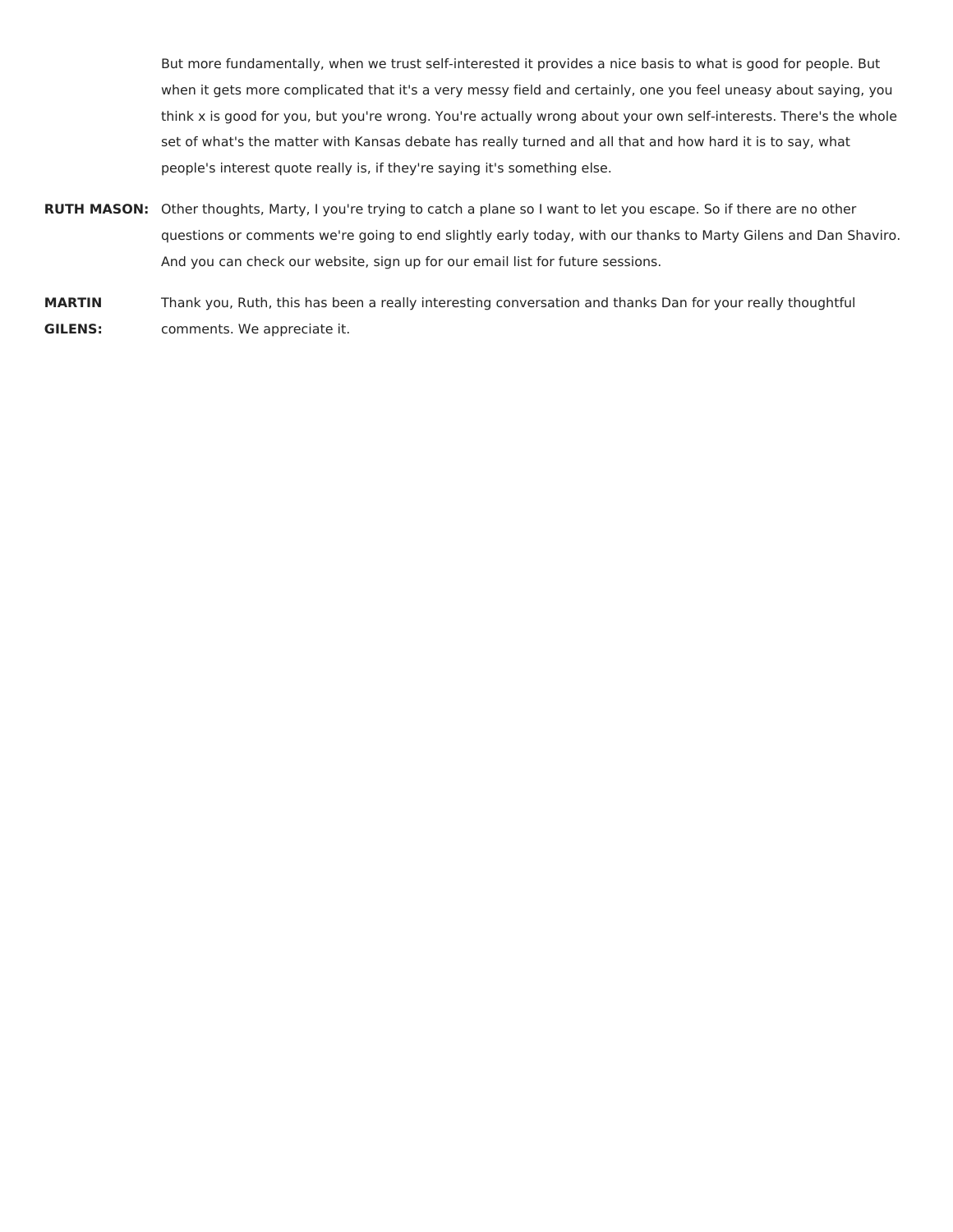But more fundamentally, when we trust self-interested it provides a nice basis to what is good for people. But when it gets more complicated that it's a very messy field and certainly, one you feel uneasy about saying, you think x is good for you, but you're wrong. You're actually wrong about your own self-interests. There's the whole set of what's the matter with Kansas debate has really turned and all that and how hard it is to say, what people's interest quote really is, if they're saying it's something else.

**RUTH MASON:** Other thoughts, Marty, I you're trying to catch a plane so I want to let you escape. So if there are no other questions or comments we're going to end slightly early today, with our thanks to Marty Gilens and Dan Shaviro. And you can check our website, sign up for our email list for future sessions.

**MARTIN GILENS:** Thank you, Ruth, this has been a really interesting conversation and thanks Dan for your really thoughtful comments. We appreciate it.